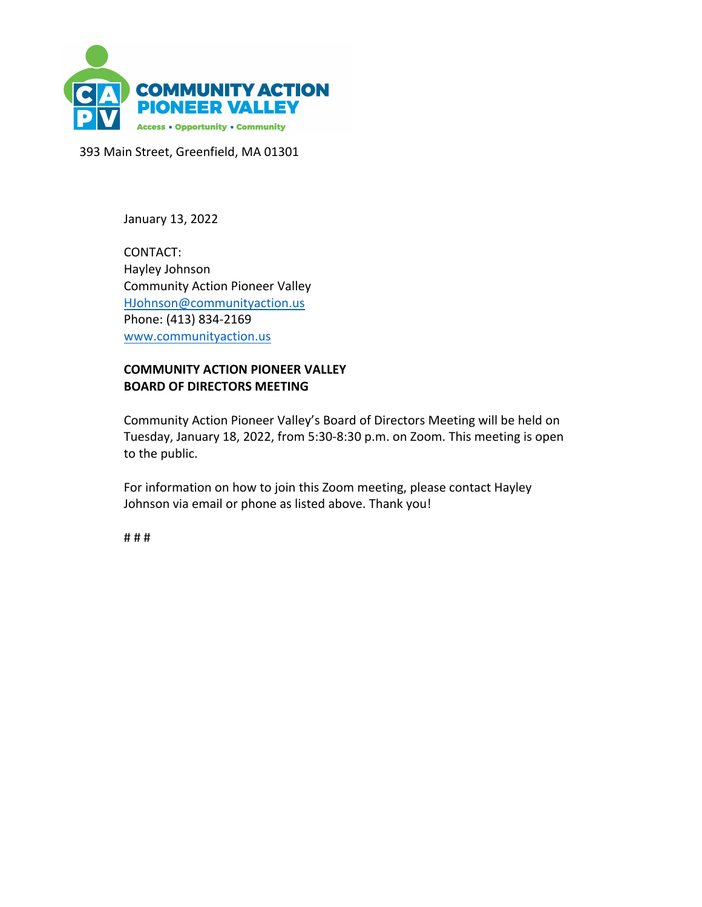**COMMUNITY ACTION PIONEER VALLEY**

Access ▪ Opportunity ▪ Community

393 Main Street, Greenfield, MA 01301

January 13, 2022

CONTACT:
Hayley Johnson
Community Action Pioneer Valley
HJohnson@communityaction.us
Phone: (413) 834-2169
www.communityaction.us

**COMMUNITY ACTION PIONEER VALLEY**
**BOARD OF DIRECTORS MEETING**

Community Action Pioneer Valley's Board of Directors Meeting will be held on Tuesday, January 18, 2022, from 5:30-8:30 p.m. on Zoom. This meeting is open to the public.

For information on how to join this Zoom meeting, please contact Hayley Johnson via email or phone as listed above. Thank you!

# # #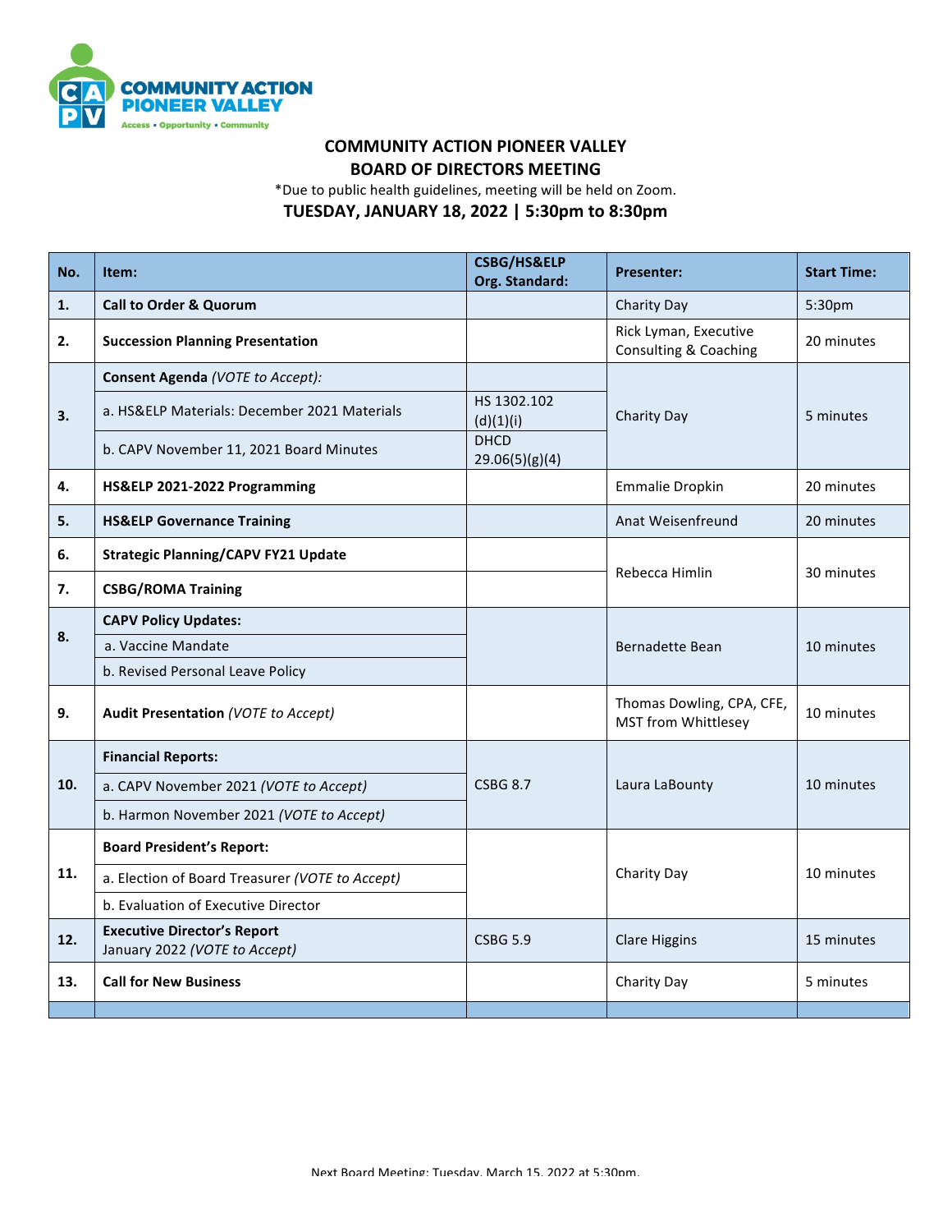**COMMUNITY ACTION PIONEER VALLEY**
**BOARD OF DIRECTORS MEETING**

*Due to public health guidelines, meeting will be held on Zoom.

**TUESDAY, JANUARY 18, 2022 | 5:30pm to 8:30pm**

| No. | Item: | CSBG/HS&ELP Org. Standard: | Presenter: | Start Time: |
|---|---|---|---|---|
| 1. | **Call to Order & Quorum** | | Charity Day | 5:30pm |
| 2. | **Succession Planning Presentation** | | Rick Lyman, Executive Consulting & Coaching | 20 minutes |
| 3. | **Consent Agenda** *(VOTE to Accept):* | | Charity Day | 5 minutes |
| | a. HS&ELP Materials: December 2021 Materials | HS 1302.102 (d)(1)(i) | | |
| | b. CAPV November 11, 2021 Board Minutes | DHCD 29.06(5)(g)(4) | | |
| 4. | **HS&ELP 2021-2022 Programming** | | Emmalie Dropkin | 20 minutes |
| 5. | **HS&ELP Governance Training** | | Anat Weisenfreund | 20 minutes |
| 6. | **Strategic Planning/CAPV FY21 Update** | | Rebecca Himlin | 30 minutes |
| 7. | **CSBG/ROMA Training** | | | |
| 8. | **CAPV Policy Updates:** | | Bernadette Bean | 10 minutes |
| | a. Vaccine Mandate | | | |
| | b. Revised Personal Leave Policy | | | |
| 9. | **Audit Presentation** *(VOTE to Accept)* | | Thomas Dowling, CPA, CFE, MST from Whittlesey | 10 minutes |
| 10. | **Financial Reports:** | CSBG 8.7 | Laura LaBounty | 10 minutes |
| | a. CAPV November 2021 *(VOTE to Accept)* | | | |
| | b. Harmon November 2021 *(VOTE to Accept)* | | | |
| 11. | **Board President's Report:** | | Charity Day | 10 minutes |
| | a. Election of Board Treasurer *(VOTE to Accept)* | | | |
| | b. Evaluation of Executive Director | | | |
| 12. | **Executive Director's Report** January 2022 *(VOTE to Accept)* | CSBG 5.9 | Clare Higgins | 15 minutes |
| 13. | **Call for New Business** | | Charity Day | 5 minutes |

Next Board Meeting: Tuesday, March 15, 2022 at 5:30pm.